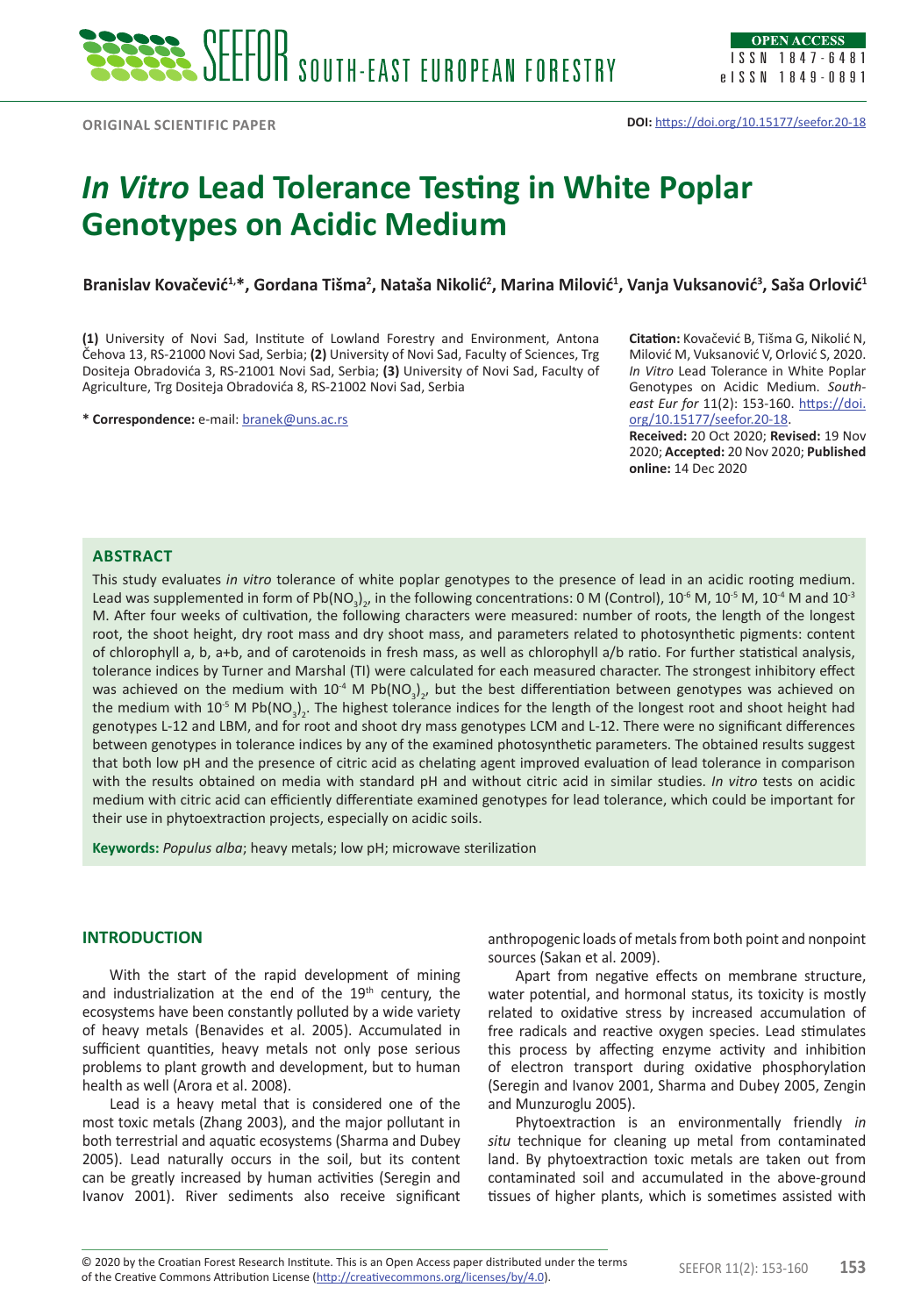ORIGINAL SCIENTIFIC PAPER

**DOI:** https://doi.org/10.15177/seefor.20-18

# *In Vitro* Lead Tolerance Testing in White Poplar Genotypes on Acidic Medium

**Branislav Kovačević[1,*], Gordana Tišma[2], Nataša Nikolić[2], Marina Milović[1], Vanja Vuksanović[3], Saša Orlović[1]**

**(1)** University of Novi Sad, Institute of Lowland Forestry and Environment, Antona Čehova 13, RS-21000 Novi Sad, Serbia; **(2)** University of Novi Sad, Faculty of Sciences, Trg Dositeja Obradovića 3, RS-21001 Novi Sad, Serbia; **(3)** University of Novi Sad, Faculty of Agriculture, Trg Dositeja Obradovića 8, RS-21002 Novi Sad, Serbia

**\* Correspondence:** e-mail: branek@uns.ac.rs

**Citation:** Kovačević B, Tišma G, Nikolić N, Milović M, Vuksanović V, Orlović S, 2020. *In Vitro* Lead Tolerance in White Poplar Genotypes on Acidic Medium. *South-east Eur for* 11(2): 153-160. https://doi.org/10.15177/seefor.20-18.

**Received:** 20 Oct 2020; **Revised:** 19 Nov 2020; **Accepted:** 20 Nov 2020; **Published online:** 14 Dec 2020

## ABSTRACT

This study evaluates *in vitro* tolerance of white poplar genotypes to the presence of lead in an acidic rooting medium. Lead was supplemented in form of $Pb(NO_3)_2$, in the following concentrations: 0 M (Control), $10^{-6}$ M, $10^{-5}$ M, $10^{-4}$ M and $10^{-3}$ M. After four weeks of cultivation, the following characters were measured: number of roots, the length of the longest root, the shoot height, dry root mass and dry shoot mass, and parameters related to photosynthetic pigments: content of chlorophyll a, b, a+b, and of carotenoids in fresh mass, as well as chlorophyll a/b ratio. For further statistical analysis, tolerance indices by Turner and Marshal (TI) were calculated for each measured character. The strongest inhibitory effect was achieved on the medium with $10^{-4}$ M $Pb(NO_3)_2$, but the best differentiation between genotypes was achieved on the medium with $10^{-5}$ M $Pb(NO_3)_2$. The highest tolerance indices for the length of the longest root and shoot height had genotypes L-12 and LBM, and for root and shoot dry mass genotypes LCM and L-12. There were no significant differences between genotypes in tolerance indices by any of the examined photosynthetic parameters. The obtained results suggest that both low pH and the presence of citric acid as chelating agent improved evaluation of lead tolerance in comparison with the results obtained on media with standard pH and without citric acid in similar studies. *In vitro* tests on acidic medium with citric acid can efficiently differentiate examined genotypes for lead tolerance, which could be important for their use in phytoextraction projects, especially on acidic soils.

**Keywords:** *Populus alba*; heavy metals; low pH; microwave sterilization

## INTRODUCTION

With the start of the rapid development of mining and industrialization at the end of the 19th century, the ecosystems have been constantly polluted by a wide variety of heavy metals (Benavides et al. 2005). Accumulated in sufficient quantities, heavy metals not only pose serious problems to plant growth and development, but to human health as well (Arora et al. 2008).

Lead is a heavy metal that is considered one of the most toxic metals (Zhang 2003), and the major pollutant in both terrestrial and aquatic ecosystems (Sharma and Dubey 2005). Lead naturally occurs in the soil, but its content can be greatly increased by human activities (Seregin and Ivanov 2001). River sediments also receive significant anthropogenic loads of metals from both point and nonpoint sources (Sakan et al. 2009).

Apart from negative effects on membrane structure, water potential, and hormonal status, its toxicity is mostly related to oxidative stress by increased accumulation of free radicals and reactive oxygen species. Lead stimulates this process by affecting enzyme activity and inhibition of electron transport during oxidative phosphorylation (Seregin and Ivanov 2001, Sharma and Dubey 2005, Zengin and Munzuroglu 2005).

Phytoextraction is an environmentally friendly *in situ* technique for cleaning up metal from contaminated land. By phytoextraction toxic metals are taken out from contaminated soil and accumulated in the above-ground tissues of higher plants, which is sometimes assisted with

© 2020 by the Croatian Forest Research Institute. This is an Open Access paper distributed under the terms of the Creative Commons Attribution License (http://creativecommons.org/licenses/by/4.0).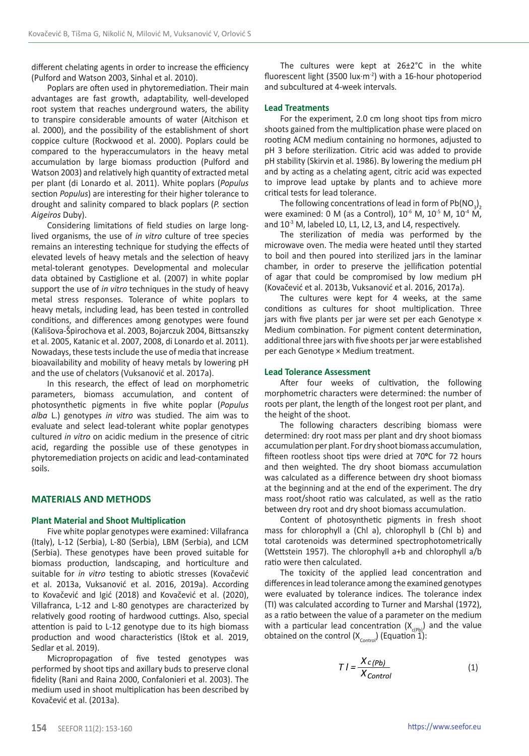different chelating agents in order to increase the efficiency (Pulford and Watson 2003, Sinhal et al. 2010).

Poplars are often used in phytoremediation. Their main advantages are fast growth, adaptability, well-developed root system that reaches underground waters, the ability to transpire considerable amounts of water (Aitchison et al. 2000), and the possibility of the establishment of short coppice culture (Rockwood et al. 2000). Poplars could be compared to the hyperaccumulators in the heavy metal accumulation by large biomass production (Pulford and Watson 2003) and relatively high quantity of extracted metal per plant (di Lonardo et al. 2011). White poplars (*Populus* section *Populus*) are interesting for their higher tolerance to drought and salinity compared to black poplars (*P.* section *Aigeiros* Duby).

Considering limitations of field studies on large long-lived organisms, the use of *in vitro* culture of tree species remains an interesting technique for studying the effects of elevated levels of heavy metals and the selection of heavy metal-tolerant genotypes. Developmental and molecular data obtained by Castiglione et al. (2007) in white poplar support the use of *in vitro* techniques in the study of heavy metal stress responses. Tolerance of white poplars to heavy metals, including lead, has been tested in controlled conditions, and differences among genotypes were found (Kališova-Špirochova et al. 2003, Bojarczuk 2004, Bittsanszky et al. 2005, Katanic et al. 2007, 2008, di Lonardo et al. 2011). Nowadays, these tests include the use of media that increase bioavailability and mobility of heavy metals by lowering pH and the use of chelators (Vuksanović et al. 2017a).

In this research, the effect of lead on morphometric parameters, biomass accumulation, and content of photosynthetic pigments in five white poplar (*Populus alba* L.) genotypes *in vitro* was studied. The aim was to evaluate and select lead-tolerant white poplar genotypes cultured *in vitro* on acidic medium in the presence of citric acid, regarding the possible use of these genotypes in phytoremediation projects on acidic and lead-contaminated soils.

## MATERIALS AND METHODS

### Plant Material and Shoot Multiplication

Five white poplar genotypes were examined: Villafranca (Italy), L-12 (Serbia), L-80 (Serbia), LBM (Serbia), and LCM (Serbia). These genotypes have been proved suitable for biomass production, landscaping, and horticulture and suitable for *in vitro* testing to abiotic stresses (Kovačević et al. 2013a, Vuksanović et al. 2016, 2019a). According to Kovačević and Igić (2018) and Kovačević et al. (2020), Villafranca, L-12 and L-80 genotypes are characterized by relatively good rooting of hardwood cuttings. Also, special attention is paid to L-12 genotype due to its high biomass production and wood characteristics (Ištok et al. 2019, Sedlar et al. 2019).

Micropropagation of five tested genotypes was performed by shoot tips and axillary buds to preserve clonal fidelity (Rani and Raina 2000, Confalonieri et al. 2003). The medium used in shoot multiplication has been described by Kovačević et al. (2013a).

The cultures were kept at 26±2°C in the white fluorescent light (3500 lux·m$^{-2}$) with a 16-hour photoperiod and subcultured at 4-week intervals.

### Lead Treatments

For the experiment, 2.0 cm long shoot tips from micro shoots gained from the multiplication phase were placed on rooting ACM medium containing no hormones, adjusted to pH 3 before sterilization. Citric acid was added to provide pH stability (Skirvin et al. 1986). By lowering the medium pH and by acting as a chelating agent, citric acid was expected to improve lead uptake by plants and to achieve more critical tests for lead tolerance.

The following concentrations of lead in form of $Pb(NO_3)_2$ were examined: 0 M (as a Control), $10^{-6}$ M, $10^{-5}$ M, $10^{-4}$ M, and $10^{-3}$ M, labeled L0, L1, L2, L3, and L4, respectively.

The sterilization of media was performed by the microwave oven. The media were heated until they started to boil and then poured into sterilized jars in the laminar chamber, in order to preserve the jellification potential of agar that could be compromised by low medium pH (Kovačević et al. 2013b, Vuksanović et al. 2016, 2017a).

The cultures were kept for 4 weeks, at the same conditions as cultures for shoot multiplication. Three jars with five plants per jar were set per each Genotype × Medium combination. For pigment content determination, additional three jars with five shoots per jar were established per each Genotype × Medium treatment.

### Lead Tolerance Assessment

After four weeks of cultivation, the following morphometric characters were determined: the number of roots per plant, the length of the longest root per plant, and the height of the shoot.

The following characters describing biomass were determined: dry root mass per plant and dry shoot biomass accumulation per plant. For dry shoot biomass accumulation, fifteen rootless shoot tips were dried at 70°C for 72 hours and then weighted. The dry shoot biomass accumulation was calculated as a difference between dry shoot biomass at the beginning and at the end of the experiment. The dry mass root/shoot ratio was calculated, as well as the ratio between dry root and dry shoot biomass accumulation.

Content of photosynthetic pigments in fresh shoot mass for chlorophyll a (Chl a), chlorophyll b (Chl b) and total carotenoids was determined spectrophotometrically (Wettstein 1957). The chlorophyll a+b and chlorophyll a/b ratio were then calculated.

The toxicity of the applied lead concentration and differences in lead tolerance among the examined genotypes were evaluated by tolerance indices. The tolerance index (TI) was calculated according to Turner and Marshal (1972), as a ratio between the value of a parameter on the medium with a particular lead concentration ($X_{c(Pb)}$) and the value obtained on the control ($X_{Control}$) (Equation 1):

$$TI = \frac{X_{c(Pb)}}{X_{Control}} \quad (1)$$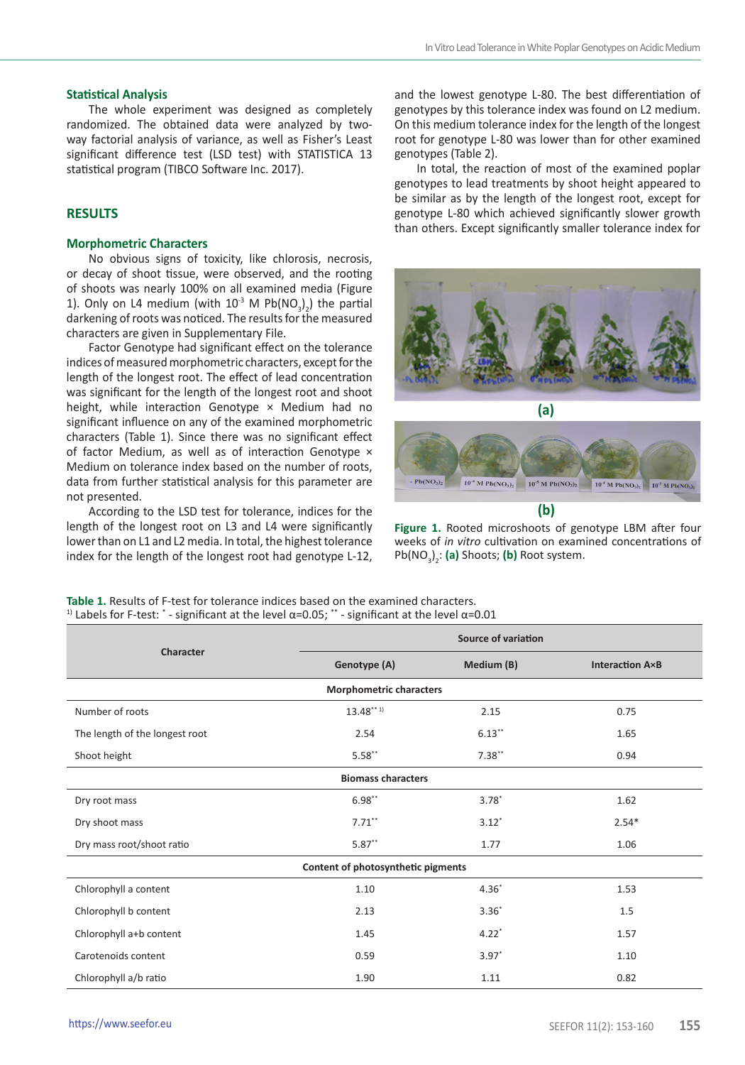### Statistical Analysis

The whole experiment was designed as completely randomized. The obtained data were analyzed by two-way factorial analysis of variance, as well as Fisher's Least significant difference test (LSD test) with STATISTICA 13 statistical program (TIBCO Software Inc. 2017).

## RESULTS

### Morphometric Characters

No obvious signs of toxicity, like chlorosis, necrosis, or decay of shoot tissue, were observed, and the rooting of shoots was nearly 100% on all examined media (Figure 1). Only on L4 medium (with $10^{-3}$ M $Pb(NO_3)_2$) the partial darkening of roots was noticed. The results for the measured characters are given in Supplementary File.

Factor Genotype had significant effect on the tolerance indices of measured morphometric characters, except for the length of the longest root. The effect of lead concentration was significant for the length of the longest root and shoot height, while interaction Genotype × Medium had no significant influence on any of the examined morphometric characters (Table 1). Since there was no significant effect of factor Medium, as well as of interaction Genotype × Medium on tolerance index based on the number of roots, data from further statistical analysis for this parameter are not presented.

According to the LSD test for tolerance, indices for the length of the longest root on L3 and L4 were significantly lower than on L1 and L2 media. In total, the highest tolerance index for the length of the longest root had genotype L-12, and the lowest genotype L-80. The best differentiation of genotypes by this tolerance index was found on L2 medium. On this medium tolerance index for the length of the longest root for genotype L-80 was lower than for other examined genotypes (Table 2).

In total, the reaction of most of the examined poplar genotypes to lead treatments by shoot height appeared to be similar as by the length of the longest root, except for genotype L-80 which achieved significantly slower growth than others. Except significantly smaller tolerance index for

**Figure 1.** Rooted microshoots of genotype LBM after four weeks of *in vitro* cultivation on examined concentrations of $Pb(NO_3)_2$: **(a)** Shoots; **(b)** Root system.

**Table 1.** Results of F-test for tolerance indices based on the examined characters.
[1)] Labels for F-test: * - significant at the level α=0.05; ** - significant at the level α=0.01

| Character | Source of variation | | |
|---|---|---|---|
| | Genotype (A) | Medium (B) | Interaction A×B |
| **Morphometric characters** | | | |
| Number of roots | 13.48** [1)] | 2.15 | 0.75 |
| The length of the longest root | 2.54 | 6.13** | 1.65 |
| Shoot height | 5.58** | 7.38** | 0.94 |
| **Biomass characters** | | | |
| Dry root mass | 6.98** | 3.78* | 1.62 |
| Dry shoot mass | 7.71** | 3.12* | 2.54* |
| Dry mass root/shoot ratio | 5.87** | 1.77 | 1.06 |
| **Content of photosynthetic pigments** | | | |
| Chlorophyll a content | 1.10 | 4.36* | 1.53 |
| Chlorophyll b content | 2.13 | 3.36* | 1.5 |
| Chlorophyll a+b content | 1.45 | 4.22* | 1.57 |
| Carotenoids content | 0.59 | 3.97* | 1.10 |
| Chlorophyll a/b ratio | 1.90 | 1.11 | 0.82 |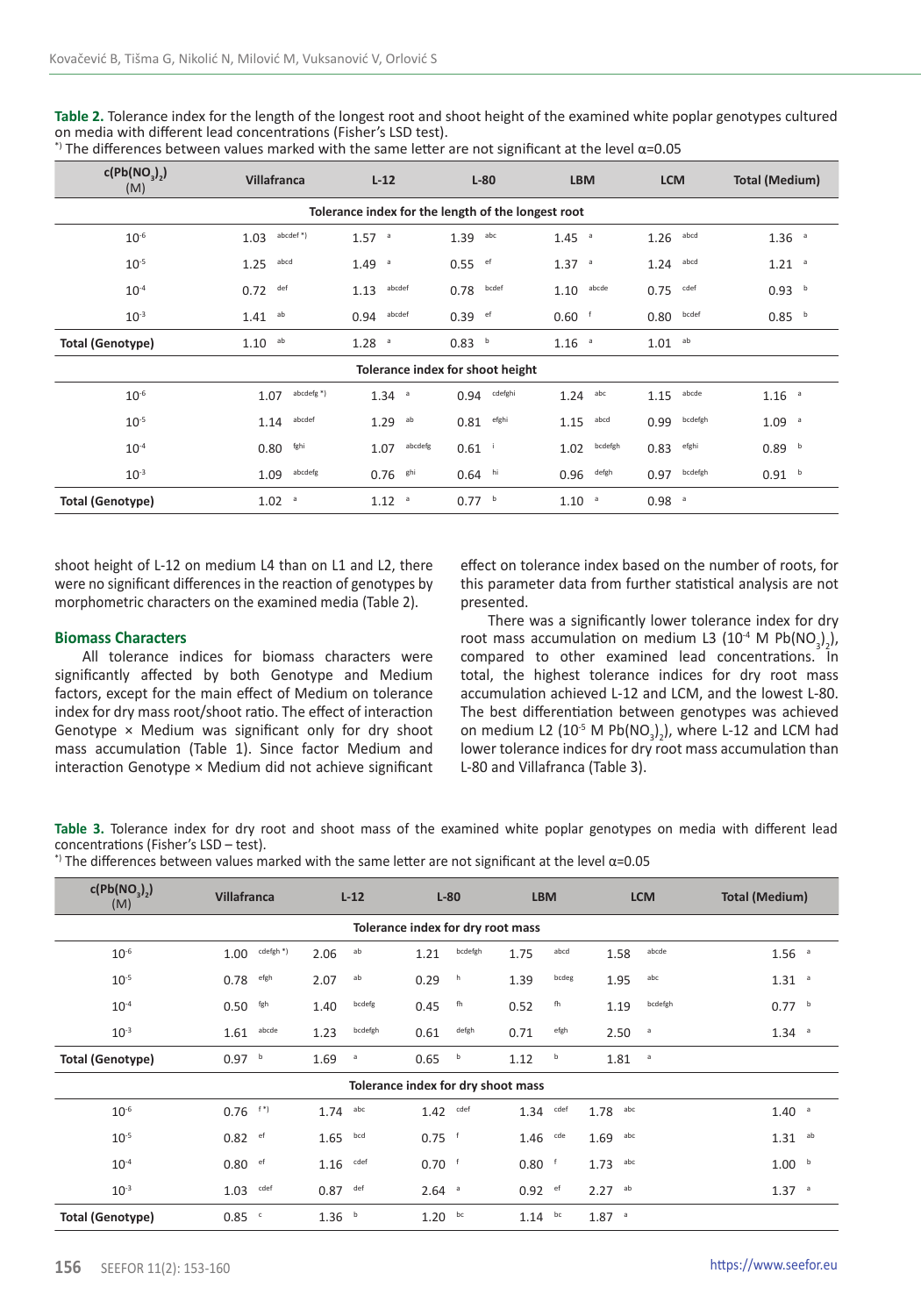**Table 2.** Tolerance index for the length of the longest root and shoot height of the examined white poplar genotypes cultured on media with different lead concentrations (Fisher's LSD test).
*) The differences between values marked with the same letter are not significant at the level α=0.05

| $c(Pb(NO_3)_2)$ (M) | Villafranca | L-12 | L-80 | LBM | LCM | Total (Medium) |
|---|---|---|---|---|---|---|
| **Tolerance index for the length of the longest root** | | | | | | |
| $10^{-6}$ | 1.03 abcdef *) | 1.57 a | 1.39 abc | 1.45 a | 1.26 abcd | 1.36 a |
| $10^{-5}$ | 1.25 abcd | 1.49 a | 0.55 ef | 1.37 a | 1.24 abcd | 1.21 a |
| $10^{-4}$ | 0.72 def | 1.13 abcdef | 0.78 bcdef | 1.10 abcde | 0.75 cdef | 0.93 b |
| $10^{-3}$ | 1.41 ab | 0.94 abcdef | 0.39 ef | 0.60 f | 0.80 bcdef | 0.85 b |
| **Total (Genotype)** | 1.10 ab | 1.28 a | 0.83 b | 1.16 a | 1.01 ab | |
| **Tolerance index for shoot height** | | | | | | |
| $10^{-6}$ | 1.07 abcdefg *) | 1.34 a | 0.94 cdefghi | 1.24 abc | 1.15 abcde | 1.16 a |
| $10^{-5}$ | 1.14 abcdef | 1.29 ab | 0.81 efghi | 1.15 abcd | 0.99 bcdefgh | 1.09 a |
| $10^{-4}$ | 0.80 fghi | 1.07 abcdefg | 0.61 i | 1.02 bcdefgh | 0.83 efghi | 0.89 b |
| $10^{-3}$ | 1.09 abcdefg | 0.76 ghi | 0.64 hi | 0.96 defgh | 0.97 bcdefgh | 0.91 b |
| **Total (Genotype)** | 1.02 a | 1.12 a | 0.77 b | 1.10 a | 0.98 a | |

shoot height of L-12 on medium L4 than on L1 and L2, there were no significant differences in the reaction of genotypes by morphometric characters on the examined media (Table 2).

## Biomass Characters

All tolerance indices for biomass characters were significantly affected by both Genotype and Medium factors, except for the main effect of Medium on tolerance index for dry mass root/shoot ratio. The effect of interaction Genotype × Medium was significant only for dry shoot mass accumulation (Table 1). Since factor Medium and interaction Genotype × Medium did not achieve significant effect on tolerance index based on the number of roots, for this parameter data from further statistical analysis are not presented.

There was a significantly lower tolerance index for dry root mass accumulation on medium L3 ($10^{-4}$ M $Pb(NO_3)_2$), compared to other examined lead concentrations. In total, the highest tolerance indices for dry root mass accumulation achieved L-12 and LCM, and the lowest L-80. The best differentiation between genotypes was achieved on medium L2 ($10^{-5}$ M $Pb(NO_3)_2$), where L-12 and LCM had lower tolerance indices for dry root mass accumulation than L-80 and Villafranca (Table 3).

**Table 3.** Tolerance index for dry root and shoot mass of the examined white poplar genotypes on media with different lead concentrations (Fisher's LSD – test).
*) The differences between values marked with the same letter are not significant at the level α=0.05

| $c(Pb(NO_3)_2)$ (M) | Villafranca | L-12 | L-80 | LBM | LCM | Total (Medium) |
|---|---|---|---|---|---|---|
| **Tolerance index for dry root mass** | | | | | | |
| $10^{-6}$ | 1.00 cdefgh *) | 2.06 ab | 1.21 bcdefgh | 1.75 abcd | 1.58 abcde | 1.56 a |
| $10^{-5}$ | 0.78 efgh | 2.07 ab | 0.29 h | 1.39 bcdeg | 1.95 abc | 1.31 a |
| $10^{-4}$ | 0.50 fgh | 1.40 bcdefg | 0.45 fh | 0.52 fh | 1.19 bcdefgh | 0.77 b |
| $10^{-3}$ | 1.61 abcde | 1.23 bcdefgh | 0.61 defgh | 0.71 efgh | 2.50 a | 1.34 a |
| **Total (Genotype)** | 0.97 b | 1.69 a | 0.65 b | 1.12 b | 1.81 a | |
| **Tolerance index for dry shoot mass** | | | | | | |
| $10^{-6}$ | 0.76 f *) | 1.74 abc | 1.42 cdef | 1.34 cdef | 1.78 abc | 1.40 a |
| $10^{-5}$ | 0.82 ef | 1.65 bcd | 0.75 f | 1.46 cde | 1.69 abc | 1.31 ab |
| $10^{-4}$ | 0.80 ef | 1.16 cdef | 0.70 f | 0.80 f | 1.73 abc | 1.00 b |
| $10^{-3}$ | 1.03 cdef | 0.87 def | 2.64 a | 0.92 ef | 2.27 ab | 1.37 a |
| **Total (Genotype)** | 0.85 c | 1.36 b | 1.20 bc | 1.14 bc | 1.87 a | |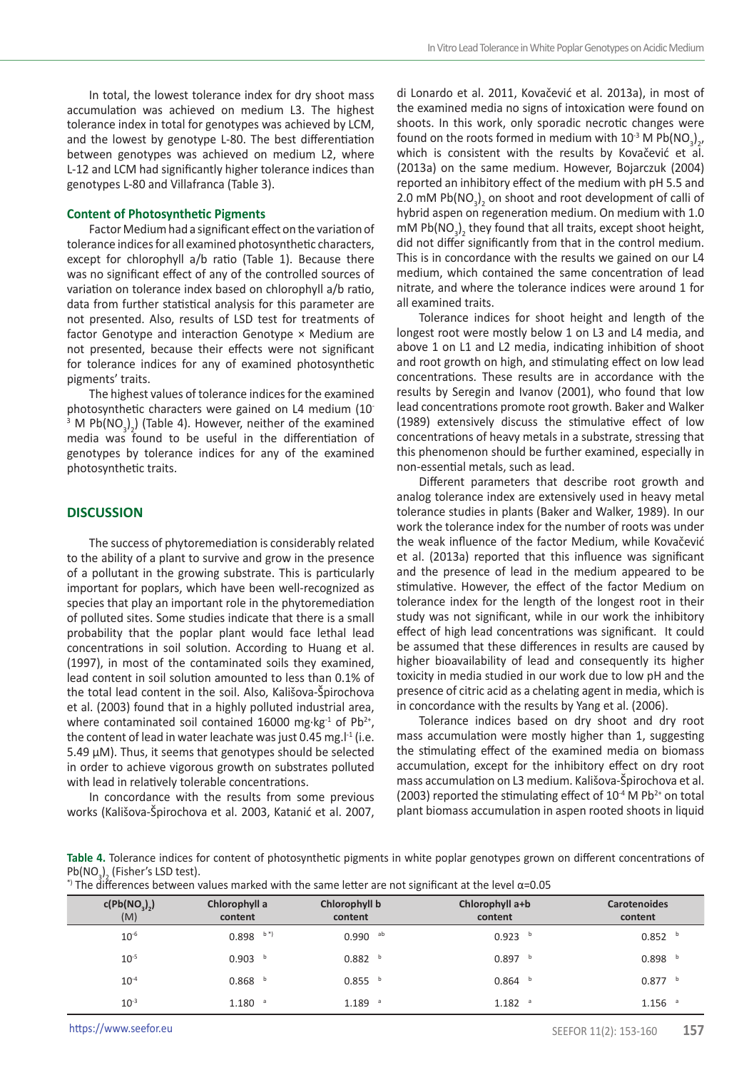In total, the lowest tolerance index for dry shoot mass accumulation was achieved on medium L3. The highest tolerance index in total for genotypes was achieved by LCM, and the lowest by genotype L-80. The best differentiation between genotypes was achieved on medium L2, where L-12 and LCM had significantly higher tolerance indices than genotypes L-80 and Villafranca (Table 3).

### Content of Photosynthetic Pigments

Factor Medium had a significant effect on the variation of tolerance indices for all examined photosynthetic characters, except for chlorophyll a/b ratio (Table 1). Because there was no significant effect of any of the controlled sources of variation on tolerance index based on chlorophyll a/b ratio, data from further statistical analysis for this parameter are not presented. Also, results of LSD test for treatments of factor Genotype and interaction Genotype × Medium are not presented, because their effects were not significant for tolerance indices for any of examined photosynthetic pigments' traits.

The highest values of tolerance indices for the examined photosynthetic characters were gained on L4 medium ($10^{-3}$ M $Pb(NO_3)_2$) (Table 4). However, neither of the examined media was found to be useful in the differentiation of genotypes by tolerance indices for any of the examined photosynthetic traits.

## DISCUSSION

The success of phytoremediation is considerably related to the ability of a plant to survive and grow in the presence of a pollutant in the growing substrate. This is particularly important for poplars, which have been well-recognized as species that play an important role in the phytoremediation of polluted sites. Some studies indicate that there is a small probability that the poplar plant would face lethal lead concentrations in soil solution. According to Huang et al. (1997), in most of the contaminated soils they examined, lead content in soil solution amounted to less than 0.1% of the total lead content in the soil. Also, Kališova-Špirochova et al. (2003) found that in a highly polluted industrial area, where contaminated soil contained 16000 mg·kg$^{-1}$ of $Pb^{2+}$, the content of lead in water leachate was just 0.45 mg.l$^{-1}$ (i.e. 5.49 µM). Thus, it seems that genotypes should be selected in order to achieve vigorous growth on substrates polluted with lead in relatively tolerable concentrations.

In concordance with the results from some previous works (Kališova-Špirochova et al. 2003, Katanić et al. 2007, di Lonardo et al. 2011, Kovačević et al. 2013a), in most of the examined media no signs of intoxication were found on shoots. In this work, only sporadic necrotic changes were found on the roots formed in medium with $10^{-3}$ M $Pb(NO_3)_2$, which is consistent with the results by Kovačević et al. (2013a) on the same medium. However, Bojarczuk (2004) reported an inhibitory effect of the medium with pH 5.5 and 2.0 mM $Pb(NO_3)_2$ on shoot and root development of calli of hybrid aspen on regeneration medium. On medium with 1.0 mM $Pb(NO_3)_2$ they found that all traits, except shoot height, did not differ significantly from that in the control medium. This is in concordance with the results we gained on our L4 medium, which contained the same concentration of lead nitrate, and where the tolerance indices were around 1 for all examined traits.

Tolerance indices for shoot height and length of the longest root were mostly below 1 on L3 and L4 media, and above 1 on L1 and L2 media, indicating inhibition of shoot and root growth on high, and stimulating effect on low lead concentrations. These results are in accordance with the results by Seregin and Ivanov (2001), who found that low lead concentrations promote root growth. Baker and Walker (1989) extensively discuss the stimulative effect of low concentrations of heavy metals in a substrate, stressing that this phenomenon should be further examined, especially in non-essential metals, such as lead.

Different parameters that describe root growth and analog tolerance index are extensively used in heavy metal tolerance studies in plants (Baker and Walker, 1989). In our work the tolerance index for the number of roots was under the weak influence of the factor Medium, while Kovačević et al. (2013a) reported that this influence was significant and the presence of lead in the medium appeared to be stimulative. However, the effect of the factor Medium on tolerance index for the length of the longest root in their study was not significant, while in our work the inhibitory effect of high lead concentrations was significant. It could be assumed that these differences in results are caused by higher bioavailability of lead and consequently its higher toxicity in media studied in our work due to low pH and the presence of citric acid as a chelating agent in media, which is in concordance with the results by Yang et al. (2006).

Tolerance indices based on dry shoot and dry root mass accumulation were mostly higher than 1, suggesting the stimulating effect of the examined media on biomass accumulation, except for the inhibitory effect on dry root mass accumulation on L3 medium. Kališova-Špirochova et al. (2003) reported the stimulating effect of $10^{-4}$ M $Pb^{2+}$ on total plant biomass accumulation in aspen rooted shoots in liquid

**Table 4.** Tolerance indices for content of photosynthetic pigments in white poplar genotypes grown on different concentrations of $Pb(NO_3)_2$ (Fisher's LSD test).

*) The differences between values marked with the same letter are not significant at the level α=0.05

| $c(Pb(NO_3)_2)$ (M) | Chlorophyll a content | Chlorophyll b content | Chlorophyll a+b content | Carotenoides content |
|---|---|---|---|---|
| $10^{-6}$ | 0.898 b*) | 0.990 ab | 0.923 b | 0.852 b |
| $10^{-5}$ | 0.903 b | 0.882 b | 0.897 b | 0.898 b |
| $10^{-4}$ | 0.868 b | 0.855 b | 0.864 b | 0.877 b |
| $10^{-3}$ | 1.180 a | 1.189 a | 1.182 a | 1.156 a |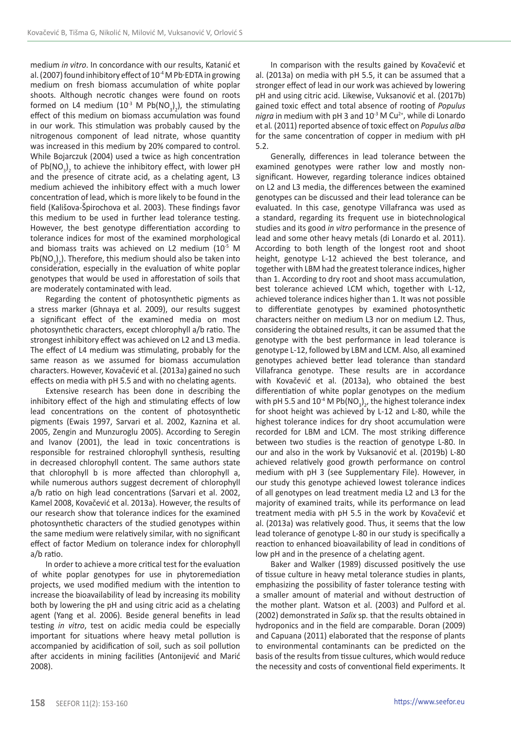medium *in vitro*. In concordance with our results, Katanić et al. (2007) found inhibitory effect of $10^{-4}$ M Pb·EDTA in growing medium on fresh biomass accumulation of white poplar shoots. Although necrotic changes were found on roots formed on L4 medium ($10^{-3}$ M $Pb(NO_3)_2$), the stimulating effect of this medium on biomass accumulation was found in our work. This stimulation was probably caused by the nitrogenous component of lead nitrate, whose quantity was increased in this medium by 20% compared to control. While Bojarczuk (2004) used a twice as high concentration of $Pb(NO_3)_2$ to achieve the inhibitory effect, with lower pH and the presence of citrate acid, as a chelating agent, L3 medium achieved the inhibitory effect with a much lower concentration of lead, which is more likely to be found in the field (Kališova-Špirochova et al. 2003). These findings favor this medium to be used in further lead tolerance testing. However, the best genotype differentiation according to tolerance indices for most of the examined morphological and biomass traits was achieved on L2 medium ($10^{-5}$ M $Pb(NO_3)_2$). Therefore, this medium should also be taken into consideration, especially in the evaluation of white poplar genotypes that would be used in afforestation of soils that are moderately contaminated with lead.

Regarding the content of photosynthetic pigments as a stress marker (Ghnaya et al. 2009), our results suggest a significant effect of the examined media on most photosynthetic characters, except chlorophyll a/b ratio. The strongest inhibitory effect was achieved on L2 and L3 media. The effect of L4 medium was stimulating, probably for the same reason as we assumed for biomass accumulation characters. However, Kovačević et al. (2013a) gained no such effects on media with pH 5.5 and with no chelating agents.

Extensive research has been done in describing the inhibitory effect of the high and stimulating effects of low lead concentrations on the content of photosynthetic pigments (Ewais 1997, Sarvari et al. 2002, Kaznina et al. 2005, Zengin and Munzuroglu 2005). According to Seregin and Ivanov (2001), the lead in toxic concentrations is responsible for restrained chlorophyll synthesis, resulting in decreased chlorophyll content. The same authors state that chlorophyll b is more affected than chlorophyll a, while numerous authors suggest decrement of chlorophyll a/b ratio on high lead concentrations (Sarvari et al. 2002, Kamel 2008, Kovačević et al. 2013a). However, the results of our research show that tolerance indices for the examined photosynthetic characters of the studied genotypes within the same medium were relatively similar, with no significant effect of factor Medium on tolerance index for chlorophyll a/b ratio.

In order to achieve a more critical test for the evaluation of white poplar genotypes for use in phytoremediation projects, we used modified medium with the intention to increase the bioavailability of lead by increasing its mobility both by lowering the pH and using citric acid as a chelating agent (Yang et al. 2006). Beside general benefits in lead testing *in vitro*, test on acidic media could be especially important for situations where heavy metal pollution is accompanied by acidification of soil, such as soil pollution after accidents in mining facilities (Antonijević and Marić 2008).

In comparison with the results gained by Kovačević et al. (2013a) on media with pH 5.5, it can be assumed that a stronger effect of lead in our work was achieved by lowering pH and using citric acid. Likewise, Vuksanović et al. (2017b) gained toxic effect and total absence of rooting of *Populus nigra* in medium with pH 3 and $10^{-3}$ M $Cu^{2+}$, while di Lonardo et al. (2011) reported absence of toxic effect on *Populus alba* for the same concentration of copper in medium with pH 5.2.

Generally, differences in lead tolerance between the examined genotypes were rather low and mostly non-significant. However, regarding tolerance indices obtained on L2 and L3 media, the differences between the examined genotypes can be discussed and their lead tolerance can be evaluated. In this case, genotype Villafranca was used as a standard, regarding its frequent use in biotechnological studies and its good *in vitro* performance in the presence of lead and some other heavy metals (di Lonardo et al. 2011). According to both length of the longest root and shoot height, genotype L-12 achieved the best tolerance, and together with LBM had the greatest tolerance indices, higher than 1. According to dry root and shoot mass accumulation, best tolerance achieved LCM which, together with L-12, achieved tolerance indices higher than 1. It was not possible to differentiate genotypes by examined photosynthetic characters neither on medium L3 nor on medium L2. Thus, considering the obtained results, it can be assumed that the genotype with the best performance in lead tolerance is genotype L-12, followed by LBM and LCM. Also, all examined genotypes achieved better lead tolerance than standard Villafranca genotype. These results are in accordance with Kovačević et al. (2013a), who obtained the best differentiation of white poplar genotypes on the medium with pH 5.5 and $10^{-4}$ M $Pb(NO_3)_2$, the highest tolerance index for shoot height was achieved by L-12 and L-80, while the highest tolerance indices for dry shoot accumulation were recorded for LBM and LCM. The most striking difference between two studies is the reaction of genotype L-80. In our and also in the work by Vuksanović et al. (2019b) L-80 achieved relatively good growth performance on control medium with pH 3 (see Supplementary File). However, in our study this genotype achieved lowest tolerance indices of all genotypes on lead treatment media L2 and L3 for the majority of examined traits, while its performance on lead treatment media with pH 5.5 in the work by Kovačević et al. (2013a) was relatively good. Thus, it seems that the low lead tolerance of genotype L-80 in our study is specifically a reaction to enhanced bioavailability of lead in conditions of low pH and in the presence of a chelating agent.

Baker and Walker (1989) discussed positively the use of tissue culture in heavy metal tolerance studies in plants, emphasizing the possibility of faster tolerance testing with a smaller amount of material and without destruction of the mother plant. Watson et al. (2003) and Pulford et al. (2002) demonstrated in *Salix* sp. that the results obtained in hydroponics and in the field are comparable. Doran (2009) and Capuana (2011) elaborated that the response of plants to environmental contaminants can be predicted on the basis of the results from tissue cultures, which would reduce the necessity and costs of conventional field experiments. It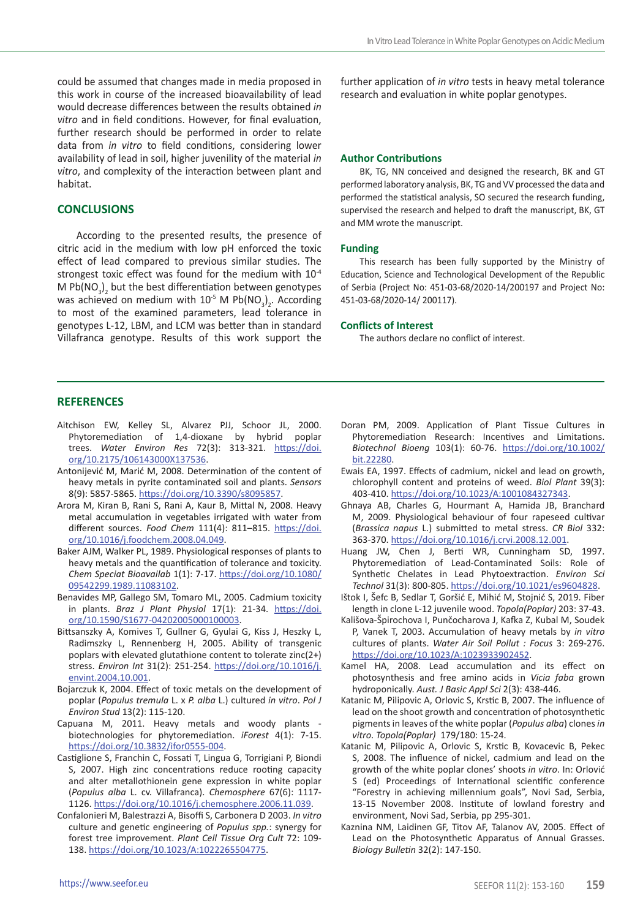could be assumed that changes made in media proposed in this work in course of the increased bioavailability of lead would decrease differences between the results obtained *in vitro* and in field conditions. However, for final evaluation, further research should be performed in order to relate data from *in vitro* to field conditions, considering lower availability of lead in soil, higher juvenility of the material *in vitro*, and complexity of the interaction between plant and habitat.

## CONCLUSIONS

According to the presented results, the presence of citric acid in the medium with low pH enforced the toxic effect of lead compared to previous similar studies. The strongest toxic effect was found for the medium with $10^{-4}$ M $Pb(NO_3)_2$ but the best differentiation between genotypes was achieved on medium with $10^{-5}$ M $Pb(NO_3)_2$. According to most of the examined parameters, lead tolerance in genotypes L-12, LBM, and LCM was better than in standard Villafranca genotype. Results of this work support the further application of *in vitro* tests in heavy metal tolerance research and evaluation in white poplar genotypes.

### Author Contributions

BK, TG, NN conceived and designed the research, BK and GT performed laboratory analysis, BK, TG and VV processed the data and performed the statistical analysis, SO secured the research funding, supervised the research and helped to draft the manuscript, BK, GT and MM wrote the manuscript.

### Funding

This research has been fully supported by the Ministry of Education, Science and Technological Development of the Republic of Serbia (Project No: 451-03-68/2020-14/200197 and Project No: 451-03-68/2020-14/ 200117).

### Conflicts of Interest

The authors declare no conflict of interest.

## REFERENCES

Aitchison EW, Kelley SL, Alvarez PJJ, Schoor JL, 2000. Phytoremediation of 1,4-dioxane by hybrid poplar trees. *Water Environ Res* 72(3): 313-321. https://doi.org/10.2175/106143000X137536.

Antonijević M, Marić M, 2008. Determination of the content of heavy metals in pyrite contaminated soil and plants. *Sensors* 8(9): 5857-5865. https://doi.org/10.3390/s8095857.

Arora M, Kiran B, Rani S, Rani A, Kaur B, Mittal N, 2008. Heavy metal accumulation in vegetables irrigated with water from different sources. *Food Chem* 111(4): 811–815. https://doi.org/10.1016/j.foodchem.2008.04.049.

Baker AJM, Walker PL, 1989. Physiological responses of plants to heavy metals and the quantification of tolerance and toxicity. *Chem Speciat Bioavailab* 1(1): 7-17. https://doi.org/10.1080/09542299.1989.11083102.

Benavides MP, Gallego SM, Tomaro ML, 2005. Cadmium toxicity in plants. *Braz J Plant Physiol* 17(1): 21-34. https://doi.org/10.1590/S1677-04202005000100003.

Bittsanszky A, Komives T, Gullner G, Gyulai G, Kiss J, Heszky L, Radimszky L, Rennenberg H, 2005. Ability of transgenic poplars with elevated glutathione content to tolerate zinc(2+) stress. *Environ Int* 31(2): 251-254. https://doi.org/10.1016/j.envint.2004.10.001.

Bojarczuk K, 2004. Effect of toxic metals on the development of poplar (*Populus tremula* L. x *P. alba* L.) cultured *in vitro*. *Pol J Environ Stud* 13(2): 115-120.

Capuana M, 2011. Heavy metals and woody plants - biotechnologies for phytoremediation. *iForest* 4(1): 7-15. https://doi.org/10.3832/ifor0555-004.

Castiglione S, Franchin C, Fossati T, Lingua G, Torrigiani P, Biondi S, 2007. High zinc concentrations reduce rooting capacity and alter metallothionein gene expression in white poplar (*Populus alba* L. cv. Villafranca). *Chemosphere* 67(6): 1117-1126. https://doi.org/10.1016/j.chemosphere.2006.11.039.

Confalonieri M, Balestrazzi A, Bisoffi S, Carbonera D 2003. *In vitro* culture and genetic engineering of *Populus spp.*: synergy for forest tree improvement. *Plant Cell Tissue Org Cult* 72: 109-138. https://doi.org/10.1023/A:1022265504775.

Doran PM, 2009. Application of Plant Tissue Cultures in Phytoremediation Research: Incentives and Limitations. *Biotechnol Bioeng* 103(1): 60-76. https://doi.org/10.1002/bit.22280.

Ewais EA, 1997. Effects of cadmium, nickel and lead on growth, chlorophyll content and proteins of weed. *Biol Plant* 39(3): 403-410. https://doi.org/10.1023/A:1001084327343.

Ghnaya AB, Charles G, Hourmant A, Hamida JB, Branchard M, 2009. Physiological behaviour of four rapeseed cultivar (*Brassica napus* L.) submitted to metal stress. *CR Biol* 332: 363-370. https://doi.org/10.1016/j.crvi.2008.12.001.

Huang JW, Chen J, Berti WR, Cunningham SD, 1997. Phytoremediation of Lead-Contaminated Soils: Role of Synthetic Chelates in Lead Phytoextraction. *Environ Sci Technol* 31(3): 800-805. https://doi.org/10.1021/es9604828.

Ištok I, Šefc B, Sedlar T, Goršić E, Mihić M, Stojnić S, 2019. Fiber length in clone L-12 juvenile wood. *Topola(Poplar)* 203: 37-43.

Kališova-Špirochova I, Punčocharova J, Kafka Z, Kubal M, Soudek P, Vanek T, 2003. Accumulation of heavy metals by *in vitro* cultures of plants. *Water Air Soil Pollut : Focus* 3: 269-276. https://doi.org/10.1023/A:1023933902452.

Kamel HA, 2008. Lead accumulation and its effect on photosynthesis and free amino acids in *Vicia faba* grown hydroponically. *Aust. J Basic Appl Sci* 2(3): 438-446.

Katanic M, Pilipovic A, Orlovic S, Krstic B, 2007. The influence of lead on the shoot growth and concentration of photosynthetic pigments in leaves of the white poplar (*Populus alba*) clones *in vitro*. *Topola(Poplar)* 179/180: 15-24.

Katanic M, Pilipovic A, Orlovic S, Krstic B, Kovacevic B, Pekec S, 2008. The influence of nickel, cadmium and lead on the growth of the white poplar clones' shoots *in vitro*. In: Orlović S (ed) Proceedings of International scientific conference "Forestry in achieving millennium goals", Novi Sad, Serbia, 13-15 November 2008. Institute of lowland forestry and environment, Novi Sad, Serbia, pp 295-301.

Kaznina NM, Laidinen GF, Titov AF, Talanov AV, 2005. Effect of Lead on the Photosynthetic Apparatus of Annual Grasses. *Biology Bulletin* 32(2): 147-150.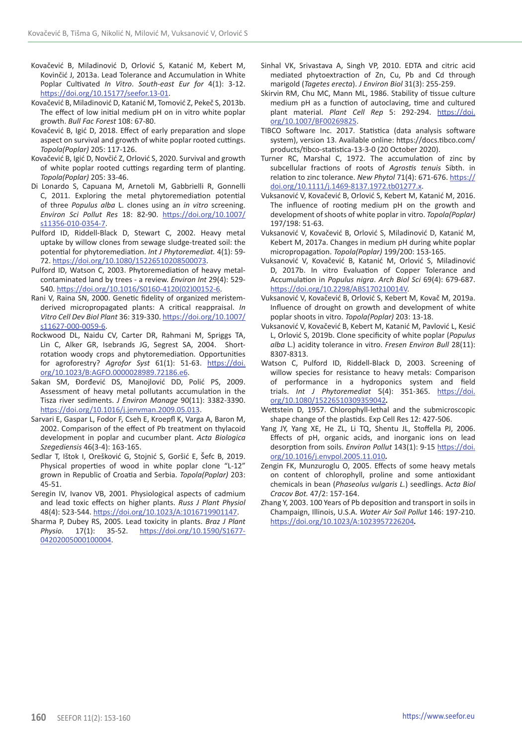Kovačević B, Miladinović D, Orlović S, Katanić M, Kebert M, Kovinčić J, 2013a. Lead Tolerance and Accumulation in White Poplar Cultivated *In Vitro*. *South-east Eur for* 4(1): 3-12. https://doi.org/10.15177/seefor.13-01.

Kovačević B, Miladinović D, Katanić M, Tomović Z, Pekeč S, 2013b. The effect of low initial medium pH on in vitro white poplar growth. *Bull Fac Forest* 108: 67-80.

Kovačević B, Igić D, 2018. Effect of early preparation and slope aspect on survival and growth of white poplar rooted cuttings. *Topola(Poplar)* 205: 117-126.

Kovačević B, Igić D, Novčić Z, Orlović S, 2020. Survival and growth of white poplar rooted cuttings regarding term of planting. *Topola(Poplar)* 205: 33-46.

Di Lonardo S, Capuana M, Arnetoli M, Gabbrielli R, Gonnelli C, 2011. Exploring the metal phytoremediation potential of three *Populus alba* L. clones using an *in vitro* screening. *Environ Sci Pollut Res* 18: 82-90. https://doi.org/10.1007/s11356-010-0354-7.

Pulford ID, Riddell-Black D, Stewart C, 2002. Heavy metal uptake by willow clones from sewage sludge-treated soil: the potential for phytoremediation. *Int J Phytoremediat.* 4(1): 59-72. https://doi.org/10.1080/15226510208500073.

Pulford ID, Watson C, 2003. Phytoremediation of heavy metal-contaminated land by trees - a review. *Environ Int* 29(4): 529-540. https://doi.org/10.1016/S0160-4120(02)00152-6.

Rani V, Raina SN, 2000. Genetic fidelity of organized meristem-derived micropropagated plants: A critical reappraisal. *In Vitro Cell Dev Biol Plant* 36: 319-330. https://doi.org/10.1007/s11627-000-0059-6.

Rockwood DL, Naidu CV, Carter DR, Rahmani M, Spriggs TA, Lin C, Alker GR, Isebrands JG, Segrest SA, 2004. Short-rotation woody crops and phytoremediation. Opportunities for agroforestry? *Agrofor Syst* 61(1): 51-63. https://doi.org/10.1023/B:AGFO.0000028989.72186.e6.

Sakan SM, Đorđević DS, Manojlović DD, Polić PS, 2009. Assessment of heavy metal pollutants accumulation in the Tisza river sediments. *J Environ Manage* 90(11): 3382-3390. https://doi.org/10.1016/j.jenvman.2009.05.013.

Sarvari E, Gaspar L, Fodor F, Cseh E, Kroepfl K, Varga A, Baron M, 2002. Comparison of the effect of Pb treatment on thylacoid development in poplar and cucumber plant. *Acta Biologica Szegediensis* 46(3-4): 163-165.

Sedlar T, Ištok I, Orešković G, Stojnić S, Goršić E, Šefc B, 2019. Physical properties of wood in white poplar clone "L-12" grown in Republic of Croatia and Serbia. *Topola(Poplar)* 203: 45-51.

Seregin IV, Ivanov VB, 2001. Physiological aspects of cadmium and lead toxic effects on higher plants. *Russ J Plant Physiol* 48(4): 523-544. https://doi.org/10.1023/A:1016719901147.

Sharma P, Dubey RS, 2005. Lead toxicity in plants. *Braz J Plant Physio.* 17(1): 35-52. https://doi.org/10.1590/S1677-04202005000100004.

Sinhal VK, Srivastava A, Singh VP, 2010. EDTA and citric acid mediated phytoextraction of Zn, Cu, Pb and Cd through marigold (*Tagetes erecta*). *J Environ Biol* 31(3): 255-259.

Skirvin RM, Chu MC, Mann ML, 1986. Stability of tissue culture medium pH as a function of autoclaving, time and cultured plant material. *Plant Cell Rep* 5: 292-294. https://doi.org/10.1007/BF00269825.

TIBCO Software Inc. 2017. Statistica (data analysis software system), version 13. Available online: https://docs.tibco.com/products/tibco-statistica-13-3-0 (20 October 2020).

Turner RC, Marshal C, 1972. The accumulation of zinc by subcellular fractions of roots of *Agrostis tenuis* Sibth. in relation to zinc tolerance. *New Phytol* 71(4): 671-676. https://doi.org/10.1111/j.1469-8137.1972.tb01277.x.

Vuksanović V, Kovačević B, Orlović S, Kebert M, Katanić M, 2016. The influence of rooting medium pH on the growth and development of shoots of white poplar in vitro. *Topola(Poplar)* 197/198: 51-63.

Vuksanović V, Kovačević B, Orlović S, Miladinović D, Katanić M, Kebert M, 2017a. Changes in medium pH during white poplar micropropagation. *Topola(Poplar)* 199/200: 153-165.

Vuksanović V, Kovačević B, Katanić M, Orlović S, Miladinović D, 2017b. In vitro Evaluation of Copper Tolerance and Accumulation in *Populus nigra*. *Arch Biol Sci* 69(4): 679-687. https://doi.org/10.2298/ABS170210014V.

Vuksanović V, Kovačević B, Orlović S, Kebert M, Kovač M, 2019a. Influence of drought on growth and development of white poplar shoots in vitro. *Topola(Poplar)* 203: 13-18.

Vuksanović V, Kovačević B, Kebert M, Katanić M, Pavlović L, Kesić L, Orlović S, 2019b. Clone specificity of white poplar (*Populus alba* L.) acidity tolerance in vitro. *Fresen Environ Bull* 28(11): 8307-8313.

Watson C, Pulford ID, Riddell-Black D, 2003. Screening of willow species for resistance to heavy metals: Comparison of performance in a hydroponics system and field trials. *Int J Phytoremediat* 5(4): 351-365. https://doi.org/10.1080/15226510309359042.

Wettstein D, 1957. Chlorophyll-lethal and the submicroscopic shape change of the plastids. Exp Cell Res 12: 427-506.

Yang JY, Yang XE, He ZL, Li TQ, Shentu JL, Stoffella PJ, 2006. Effects of pH, organic acids, and inorganic ions on lead desorption from soils. *Environ Pollut* 143(1): 9-15 https://doi.org/10.1016/j.envpol.2005.11.010.

Zengin FK, Munzuroglu O, 2005. Effects of some heavy metals on content of chlorophyll, proline and some antioxidant chemicals in bean (*Phaseolus vulgaris L.*) seedlings. *Acta Biol Cracov Bot.* 47/2: 157-164.

Zhang Y, 2003. 100 Years of Pb deposition and transport in soils in Champaign, Illinois, U.S.A. *Water Air Soil Pollut* 146: 197-210. https://doi.org/10.1023/A:1023957226204.